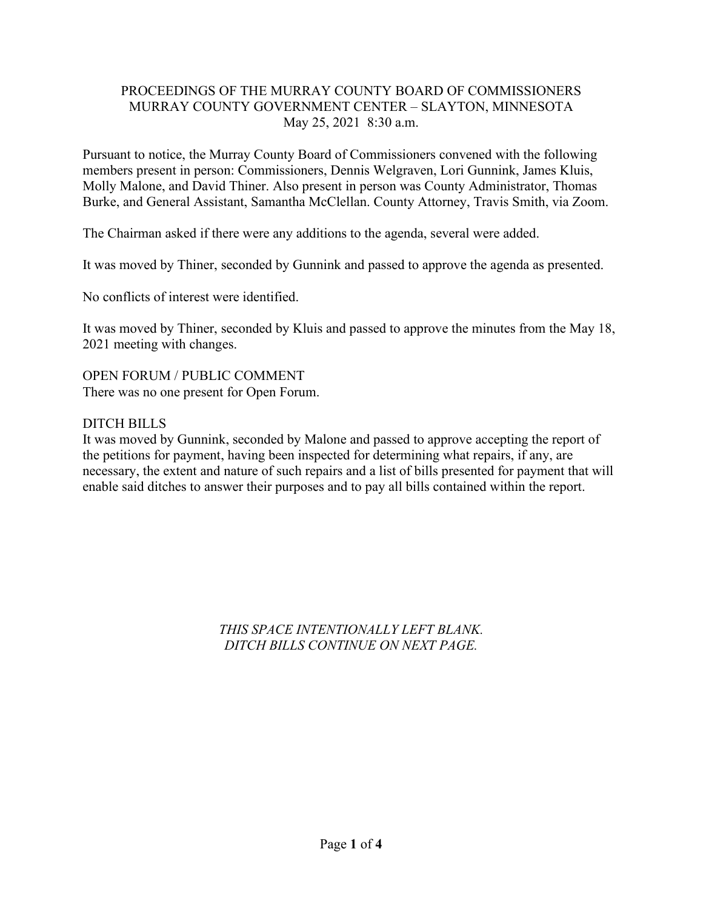# PROCEEDINGS OF THE MURRAY COUNTY BOARD OF COMMISSIONERS
## MURRAY COUNTY GOVERNMENT CENTER – SLAYTON, MINNESOTA
May 25, 2021 8:30 a.m.

Pursuant to notice, the Murray County Board of Commissioners convened with the following members present in person: Commissioners, Dennis Welgraven, Lori Gunnink, James Kluis, Molly Malone, and David Thiner. Also present in person was County Administrator, Thomas Burke, and General Assistant, Samantha McClellan. County Attorney, Travis Smith, via Zoom.

The Chairman asked if there were any additions to the agenda, several were added.

It was moved by Thiner, seconded by Gunnink and passed to approve the agenda as presented.

No conflicts of interest were identified.

It was moved by Thiner, seconded by Kluis and passed to approve the minutes from the May 18, 2021 meeting with changes.

OPEN FORUM / PUBLIC COMMENT
There was no one present for Open Forum.

DITCH BILLS
It was moved by Gunnink, seconded by Malone and passed to approve accepting the report of the petitions for payment, having been inspected for determining what repairs, if any, are necessary, the extent and nature of such repairs and a list of bills presented for payment that will enable said ditches to answer their purposes and to pay all bills contained within the report.

*THIS SPACE INTENTIONALLY LEFT BLANK.*
*DITCH BILLS CONTINUE ON NEXT PAGE.*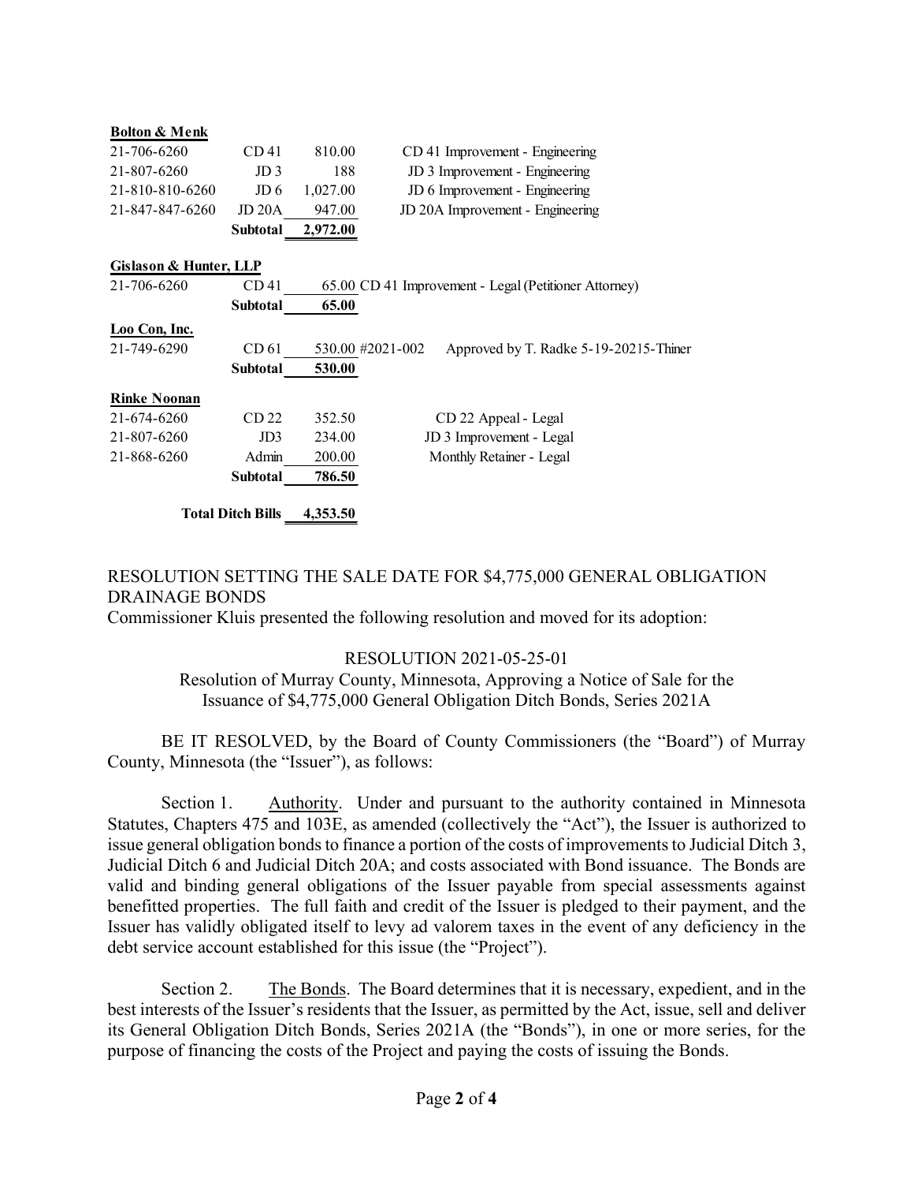**Bolton & Menk**

| | | | |
|---|---|---|---|
| 21-706-6260 | CD 41 | 810.00 | CD 41 Improvement - Engineering |
| 21-807-6260 | JD 3 | 188 | JD 3 Improvement - Engineering |
| 21-810-810-6260 | JD 6 | 1,027.00 | JD 6 Improvement - Engineering |
| 21-847-847-6260 | JD 20A | 947.00 | JD 20A Improvement - Engineering |
| | **Subtotal** | **2,972.00** | |

**Gislason & Hunter, LLP**

| | | | |
|---|---|---|---|
| 21-706-6260 | CD 41 | 65.00 | CD 41 Improvement - Legal (Petitioner Attorney) |
| | **Subtotal** | **65.00** | |

**Loo Con, Inc.**

| | | | |
|---|---|---|---|
| 21-749-6290 | CD 61 | 530.00 | #2021-002 Approved by T. Radke 5-19-20215-Thiner |
| | **Subtotal** | **530.00** | |

**Rinke Noonan**

| | | | |
|---|---|---|---|
| 21-674-6260 | CD 22 | 352.50 | CD 22 Appeal - Legal |
| 21-807-6260 | JD3 | 234.00 | JD 3 Improvement - Legal |
| 21-868-6260 | Admin | 200.00 | Monthly Retainer - Legal |
| | **Subtotal** | **786.50** | |

**Total Ditch Bills 4,353.50**

RESOLUTION SETTING THE SALE DATE FOR $4,775,000 GENERAL OBLIGATION DRAINAGE BONDS

Commissioner Kluis presented the following resolution and moved for its adoption:

RESOLUTION 2021-05-25-01

Resolution of Murray County, Minnesota, Approving a Notice of Sale for the Issuance of $4,775,000 General Obligation Ditch Bonds, Series 2021A

BE IT RESOLVED, by the Board of County Commissioners (the "Board") of Murray County, Minnesota (the "Issuer"), as follows:

Section 1. Authority. Under and pursuant to the authority contained in Minnesota Statutes, Chapters 475 and 103E, as amended (collectively the "Act"), the Issuer is authorized to issue general obligation bonds to finance a portion of the costs of improvements to Judicial Ditch 3, Judicial Ditch 6 and Judicial Ditch 20A; and costs associated with Bond issuance. The Bonds are valid and binding general obligations of the Issuer payable from special assessments against benefitted properties. The full faith and credit of the Issuer is pledged to their payment, and the Issuer has validly obligated itself to levy ad valorem taxes in the event of any deficiency in the debt service account established for this issue (the "Project").

Section 2. The Bonds. The Board determines that it is necessary, expedient, and in the best interests of the Issuer's residents that the Issuer, as permitted by the Act, issue, sell and deliver its General Obligation Ditch Bonds, Series 2021A (the "Bonds"), in one or more series, for the purpose of financing the costs of the Project and paying the costs of issuing the Bonds.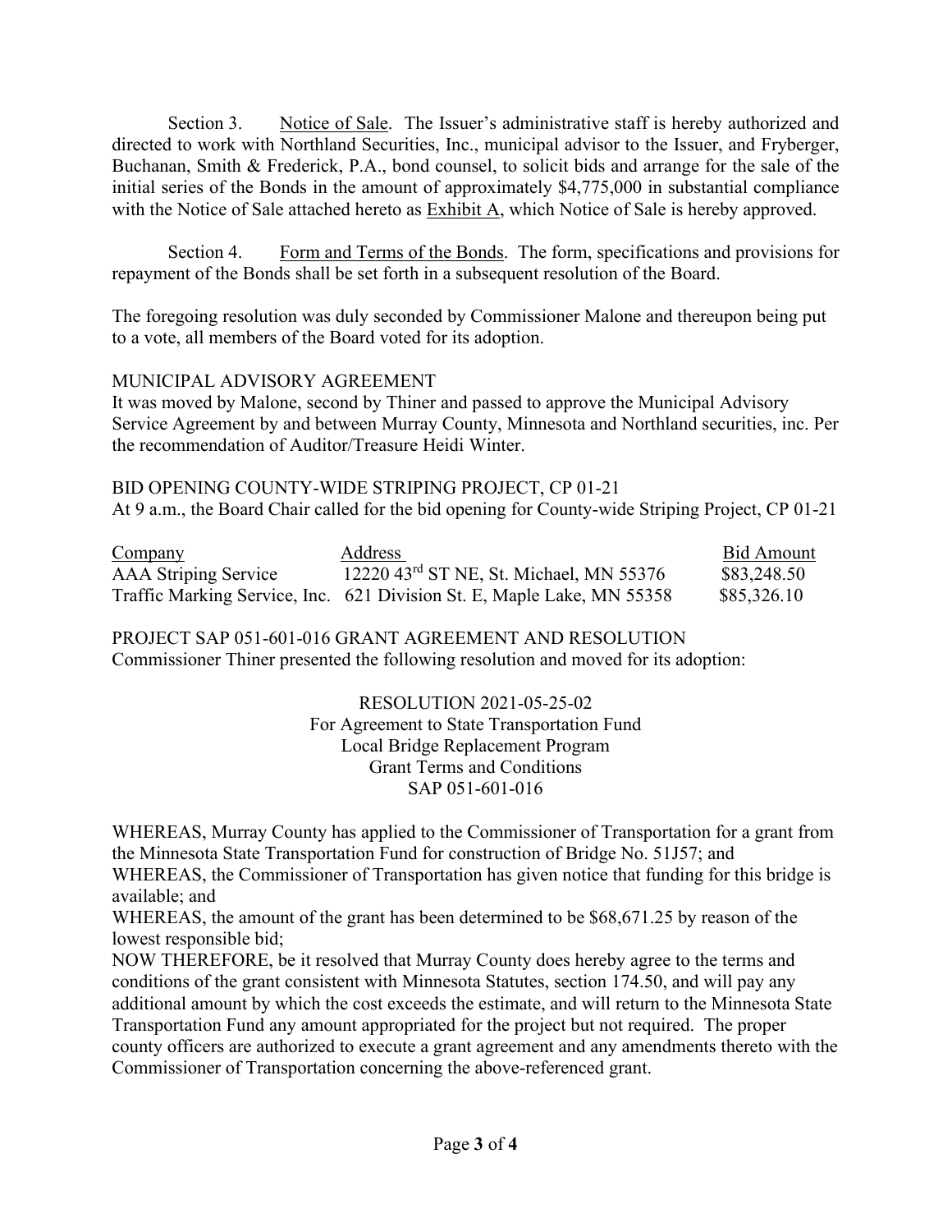Section 3. Notice of Sale. The Issuer's administrative staff is hereby authorized and directed to work with Northland Securities, Inc., municipal advisor to the Issuer, and Fryberger, Buchanan, Smith & Frederick, P.A., bond counsel, to solicit bids and arrange for the sale of the initial series of the Bonds in the amount of approximately $4,775,000 in substantial compliance with the Notice of Sale attached hereto as Exhibit A, which Notice of Sale is hereby approved.

Section 4. Form and Terms of the Bonds. The form, specifications and provisions for repayment of the Bonds shall be set forth in a subsequent resolution of the Board.

The foregoing resolution was duly seconded by Commissioner Malone and thereupon being put to a vote, all members of the Board voted for its adoption.

MUNICIPAL ADVISORY AGREEMENT

It was moved by Malone, second by Thiner and passed to approve the Municipal Advisory Service Agreement by and between Murray County, Minnesota and Northland securities, inc. Per the recommendation of Auditor/Treasure Heidi Winter.

BID OPENING COUNTY-WIDE STRIPING PROJECT, CP 01-21

At 9 a.m., the Board Chair called for the bid opening for County-wide Striping Project, CP 01-21

| Company | Address | Bid Amount |
|---|---|---|
| AAA Striping Service | 12220 43rd ST NE, St. Michael, MN 55376 | $83,248.50 |
| Traffic Marking Service, Inc. | 621 Division St. E, Maple Lake, MN 55358 | $85,326.10 |

PROJECT SAP 051-601-016 GRANT AGREEMENT AND RESOLUTION

Commissioner Thiner presented the following resolution and moved for its adoption:

RESOLUTION 2021-05-25-02
For Agreement to State Transportation Fund
Local Bridge Replacement Program
Grant Terms and Conditions
SAP 051-601-016

WHEREAS, Murray County has applied to the Commissioner of Transportation for a grant from the Minnesota State Transportation Fund for construction of Bridge No. 51J57; and

WHEREAS, the Commissioner of Transportation has given notice that funding for this bridge is available; and

WHEREAS, the amount of the grant has been determined to be $68,671.25 by reason of the lowest responsible bid;

NOW THEREFORE, be it resolved that Murray County does hereby agree to the terms and conditions of the grant consistent with Minnesota Statutes, section 174.50, and will pay any additional amount by which the cost exceeds the estimate, and will return to the Minnesota State Transportation Fund any amount appropriated for the project but not required. The proper county officers are authorized to execute a grant agreement and any amendments thereto with the Commissioner of Transportation concerning the above-referenced grant.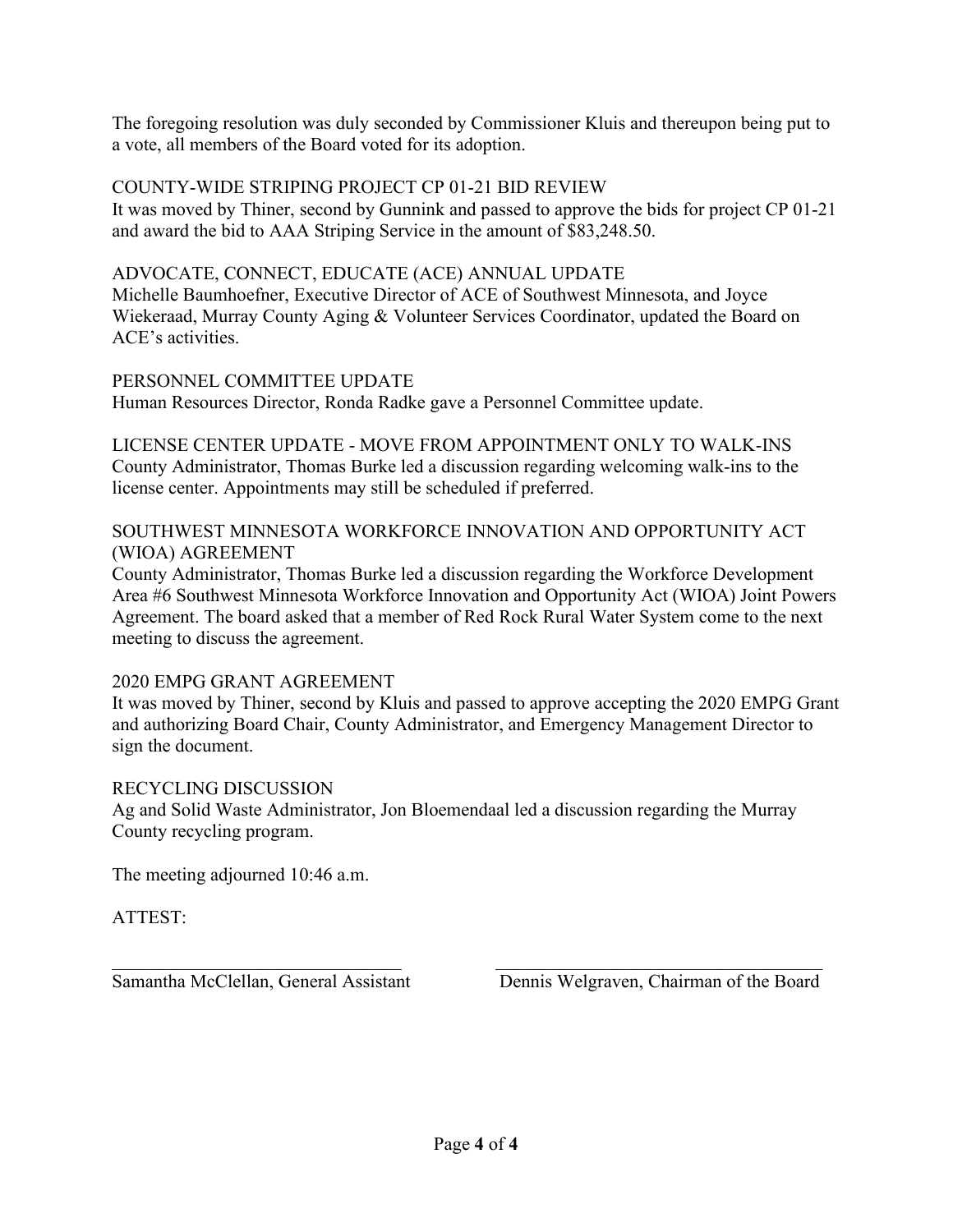The foregoing resolution was duly seconded by Commissioner Kluis and thereupon being put to a vote, all members of the Board voted for its adoption.

COUNTY-WIDE STRIPING PROJECT CP 01-21 BID REVIEW
It was moved by Thiner, second by Gunnink and passed to approve the bids for project CP 01-21 and award the bid to AAA Striping Service in the amount of $83,248.50.

ADVOCATE, CONNECT, EDUCATE (ACE) ANNUAL UPDATE
Michelle Baumhoefner, Executive Director of ACE of Southwest Minnesota, and Joyce Wiekeraad, Murray County Aging & Volunteer Services Coordinator, updated the Board on ACE's activities.

PERSONNEL COMMITTEE UPDATE
Human Resources Director, Ronda Radke gave a Personnel Committee update.

LICENSE CENTER UPDATE - MOVE FROM APPOINTMENT ONLY TO WALK-INS
County Administrator, Thomas Burke led a discussion regarding welcoming walk-ins to the license center. Appointments may still be scheduled if preferred.

SOUTHWEST MINNESOTA WORKFORCE INNOVATION AND OPPORTUNITY ACT (WIOA) AGREEMENT
County Administrator, Thomas Burke led a discussion regarding the Workforce Development Area #6 Southwest Minnesota Workforce Innovation and Opportunity Act (WIOA) Joint Powers Agreement. The board asked that a member of Red Rock Rural Water System come to the next meeting to discuss the agreement.

2020 EMPG GRANT AGREEMENT
It was moved by Thiner, second by Kluis and passed to approve accepting the 2020 EMPG Grant and authorizing Board Chair, County Administrator, and Emergency Management Director to sign the document.

RECYCLING DISCUSSION
Ag and Solid Waste Administrator, Jon Bloemendaal led a discussion regarding the Murray County recycling program.

The meeting adjourned 10:46 a.m.

ATTEST:

_______________________________ Samantha McClellan, General Assistant

_______________________________ Dennis Welgraven, Chairman of the Board